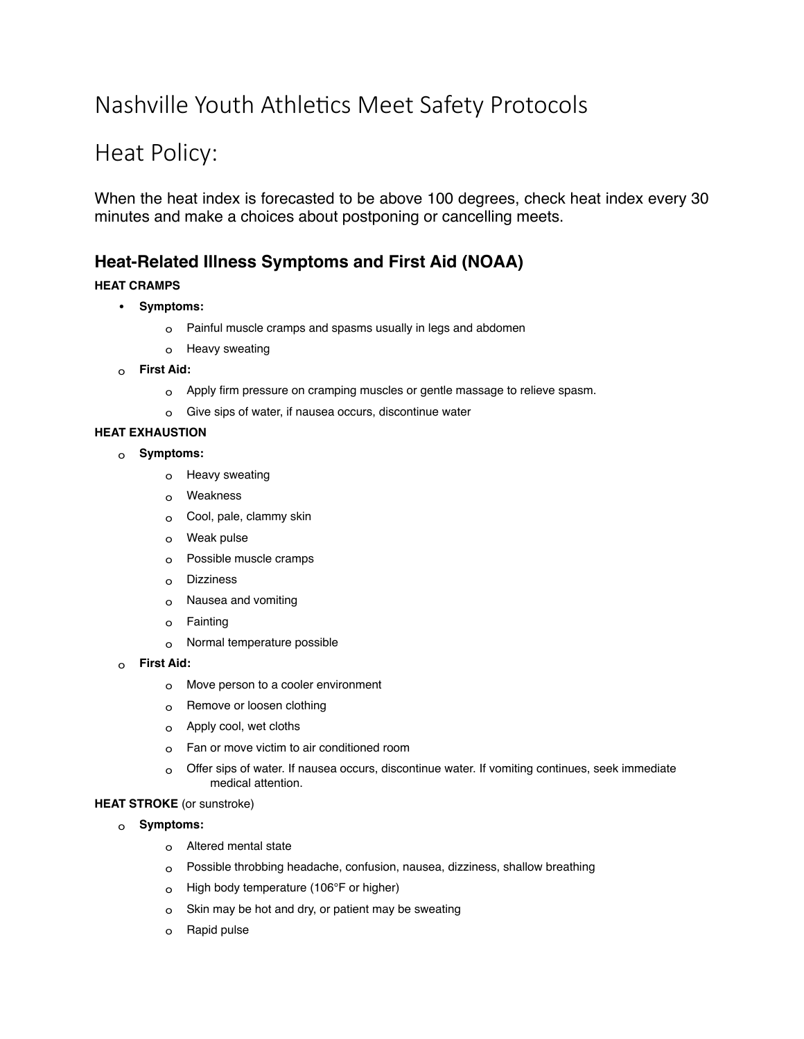# Nashville Youth Athletics Meet Safety Protocols

# Heat Policy:

When the heat index is forecasted to be above 100 degrees, check heat index every 30 minutes and make a choices about postponing or cancelling meets.

## Heat-Related Illness Symptoms and First Aid (NOAA)

**HEAT CRAMPS**

- **Symptoms:**
  - Painful muscle cramps and spasms usually in legs and abdomen
  - Heavy sweating
- **First Aid:**
  - Apply firm pressure on cramping muscles or gentle massage to relieve spasm.
  - Give sips of water, if nausea occurs, discontinue water

**HEAT EXHAUSTION**

- **Symptoms:**
  - Heavy sweating
  - Weakness
  - Cool, pale, clammy skin
  - Weak pulse
  - Possible muscle cramps
  - Dizziness
  - Nausea and vomiting
  - Fainting
  - Normal temperature possible
- **First Aid:**
  - Move person to a cooler environment
  - Remove or loosen clothing
  - Apply cool, wet cloths
  - Fan or move victim to air conditioned room
  - Offer sips of water. If nausea occurs, discontinue water. If vomiting continues, seek immediate medical attention.

**HEAT STROKE** (or sunstroke)

- **Symptoms:**
  - Altered mental state
  - Possible throbbing headache, confusion, nausea, dizziness, shallow breathing
  - High body temperature (106°F or higher)
  - Skin may be hot and dry, or patient may be sweating
  - Rapid pulse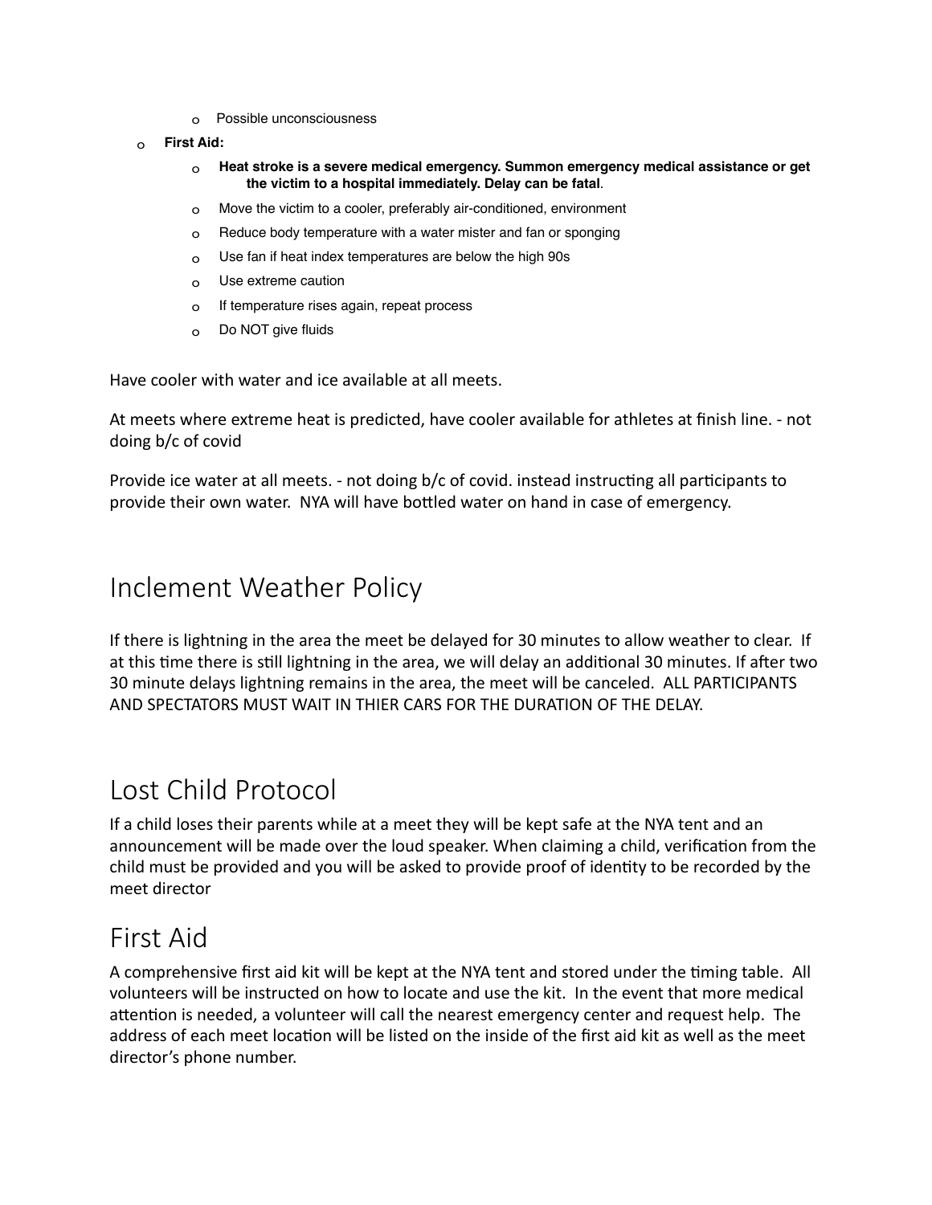- Possible unconsciousness

- **First Aid:**
    - **Heat stroke is a severe medical emergency. Summon emergency medical assistance or get the victim to a hospital immediately. Delay can be fatal**.
    - Move the victim to a cooler, preferably air-conditioned, environment
    - Reduce body temperature with a water mister and fan or sponging
    - Use fan if heat index temperatures are below the high 90s
    - Use extreme caution
    - If temperature rises again, repeat process
    - Do NOT give fluids

Have cooler with water and ice available at all meets.

At meets where extreme heat is predicted, have cooler available for athletes at finish line. - not doing b/c of covid

Provide ice water at all meets. - not doing b/c of covid. instead instructing all participants to provide their own water. NYA will have bottled water on hand in case of emergency.

# Inclement Weather Policy

If there is lightning in the area the meet be delayed for 30 minutes to allow weather to clear. If at this time there is still lightning in the area, we will delay an additional 30 minutes. If after two 30 minute delays lightning remains in the area, the meet will be canceled. ALL PARTICIPANTS AND SPECTATORS MUST WAIT IN THIER CARS FOR THE DURATION OF THE DELAY.

# Lost Child Protocol

If a child loses their parents while at a meet they will be kept safe at the NYA tent and an announcement will be made over the loud speaker. When claiming a child, verification from the child must be provided and you will be asked to provide proof of identity to be recorded by the meet director

# First Aid

A comprehensive first aid kit will be kept at the NYA tent and stored under the timing table. All volunteers will be instructed on how to locate and use the kit. In the event that more medical attention is needed, a volunteer will call the nearest emergency center and request help. The address of each meet location will be listed on the inside of the first aid kit as well as the meet director's phone number.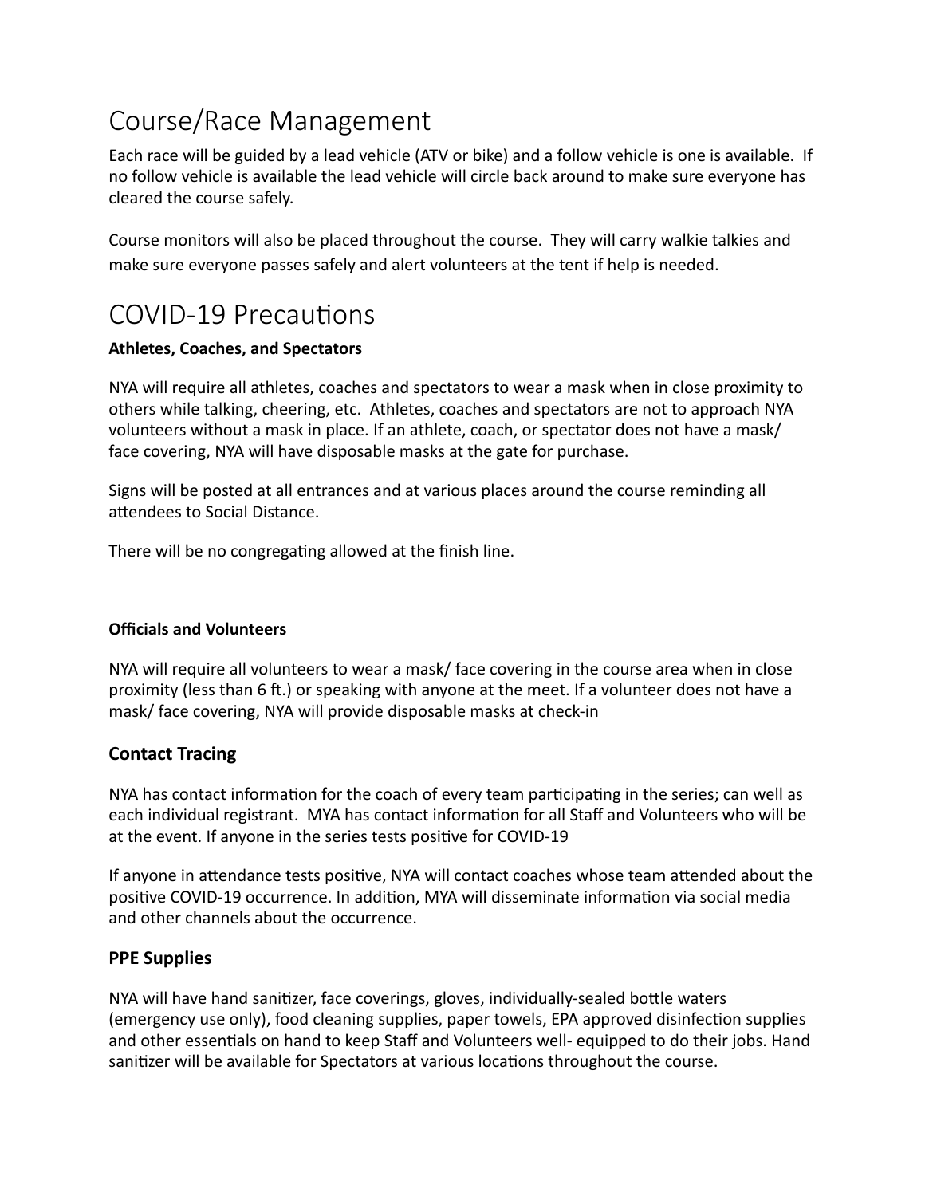# Course/Race Management

Each race will be guided by a lead vehicle (ATV or bike) and a follow vehicle is one is available. If no follow vehicle is available the lead vehicle will circle back around to make sure everyone has cleared the course safely.

Course monitors will also be placed throughout the course. They will carry walkie talkies and make sure everyone passes safely and alert volunteers at the tent if help is needed.

# COVID-19 Precautions

**Athletes, Coaches, and Spectators**

NYA will require all athletes, coaches and spectators to wear a mask when in close proximity to others while talking, cheering, etc. Athletes, coaches and spectators are not to approach NYA volunteers without a mask in place. If an athlete, coach, or spectator does not have a mask/ face covering, NYA will have disposable masks at the gate for purchase.

Signs will be posted at all entrances and at various places around the course reminding all attendees to Social Distance.

There will be no congregating allowed at the finish line.

**Officials and Volunteers**

NYA will require all volunteers to wear a mask/ face covering in the course area when in close proximity (less than 6 ft.) or speaking with anyone at the meet. If a volunteer does not have a mask/ face covering, NYA will provide disposable masks at check-in

### Contact Tracing

NYA has contact information for the coach of every team participating in the series; can well as each individual registrant. MYA has contact information for all Staff and Volunteers who will be at the event. If anyone in the series tests positive for COVID-19

If anyone in attendance tests positive, NYA will contact coaches whose team attended about the positive COVID-19 occurrence. In addition, MYA will disseminate information via social media and other channels about the occurrence.

### PPE Supplies

NYA will have hand sanitizer, face coverings, gloves, individually-sealed bottle waters (emergency use only), food cleaning supplies, paper towels, EPA approved disinfection supplies and other essentials on hand to keep Staff and Volunteers well- equipped to do their jobs. Hand sanitizer will be available for Spectators at various locations throughout the course.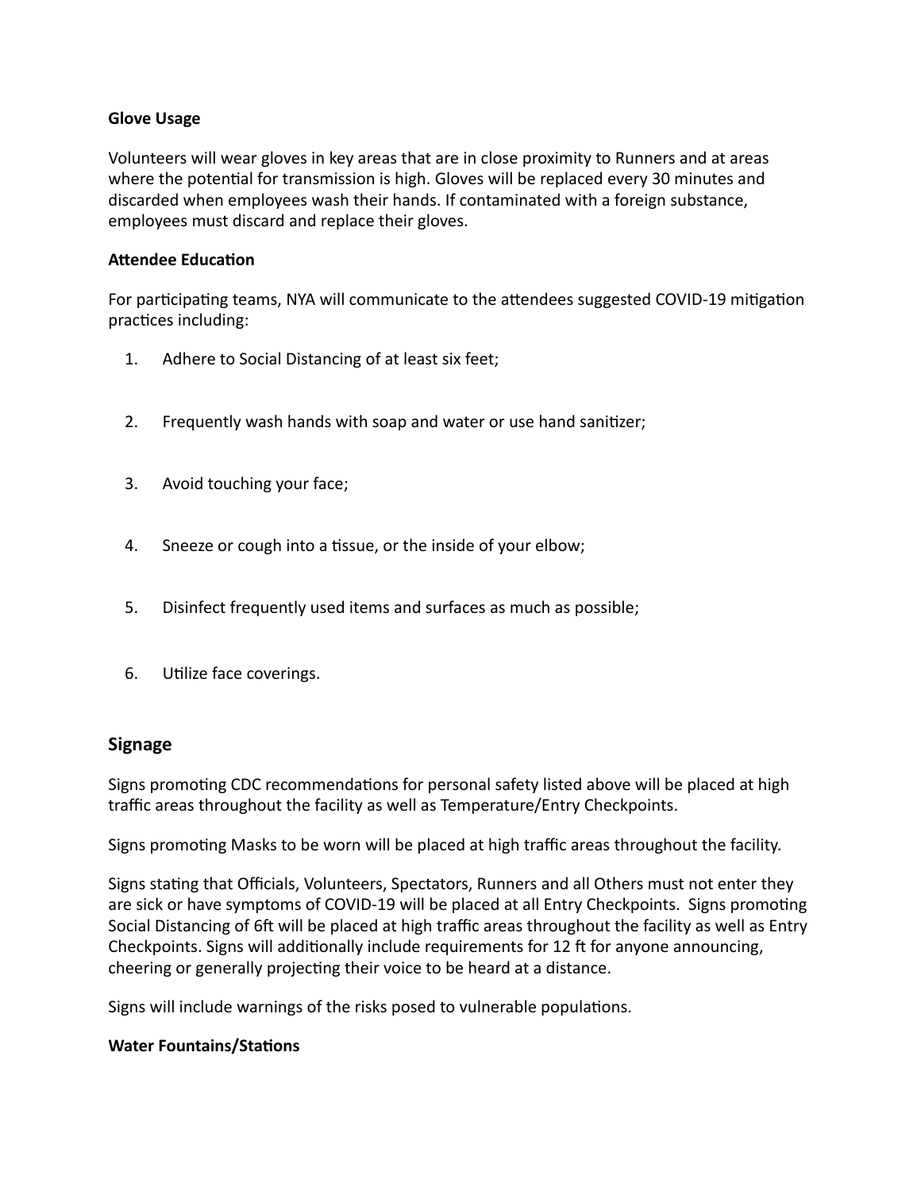**Glove Usage**

Volunteers will wear gloves in key areas that are in close proximity to Runners and at areas where the potential for transmission is high. Gloves will be replaced every 30 minutes and discarded when employees wash their hands. If contaminated with a foreign substance, employees must discard and replace their gloves.

**Attendee Education**

For participating teams, NYA will communicate to the attendees suggested COVID-19 mitigation practices including:

1. Adhere to Social Distancing of at least six feet;
2. Frequently wash hands with soap and water or use hand sanitizer;
3. Avoid touching your face;
4. Sneeze or cough into a tissue, or the inside of your elbow;
5. Disinfect frequently used items and surfaces as much as possible;
6. Utilize face coverings.

## Signage

Signs promoting CDC recommendations for personal safety listed above will be placed at high traffic areas throughout the facility as well as Temperature/Entry Checkpoints.

Signs promoting Masks to be worn will be placed at high traffic areas throughout the facility.

Signs stating that Officials, Volunteers, Spectators, Runners and all Others must not enter they are sick or have symptoms of COVID-19 will be placed at all Entry Checkpoints. Signs promoting Social Distancing of 6ft will be placed at high traffic areas throughout the facility as well as Entry Checkpoints. Signs will additionally include requirements for 12 ft for anyone announcing, cheering or generally projecting their voice to be heard at a distance.

Signs will include warnings of the risks posed to vulnerable populations.

**Water Fountains/Stations**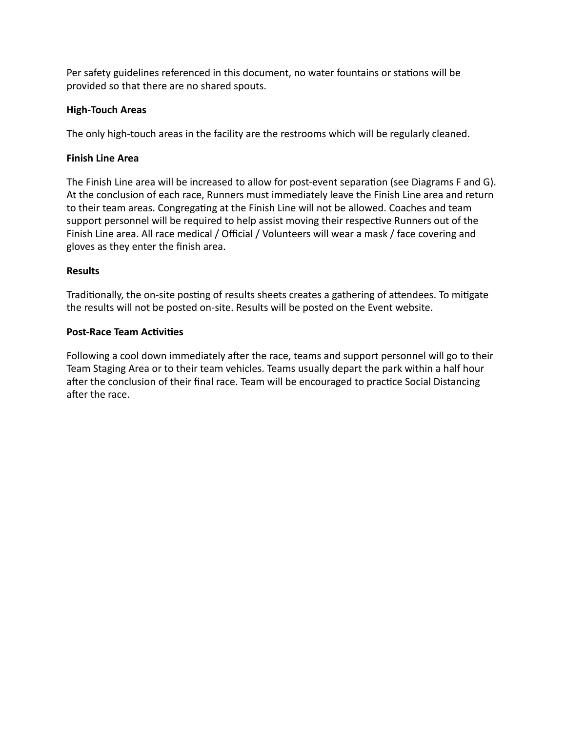Per safety guidelines referenced in this document, no water fountains or stations will be provided so that there are no shared spouts.

**High-Touch Areas**

The only high-touch areas in the facility are the restrooms which will be regularly cleaned.

**Finish Line Area**

The Finish Line area will be increased to allow for post-event separation (see Diagrams F and G). At the conclusion of each race, Runners must immediately leave the Finish Line area and return to their team areas. Congregating at the Finish Line will not be allowed. Coaches and team support personnel will be required to help assist moving their respective Runners out of the Finish Line area. All race medical / Official / Volunteers will wear a mask / face covering and gloves as they enter the finish area.

**Results**

Traditionally, the on-site posting of results sheets creates a gathering of attendees. To mitigate the results will not be posted on-site. Results will be posted on the Event website.

**Post-Race Team Activities**

Following a cool down immediately after the race, teams and support personnel will go to their Team Staging Area or to their team vehicles. Teams usually depart the park within a half hour after the conclusion of their final race. Team will be encouraged to practice Social Distancing after the race.